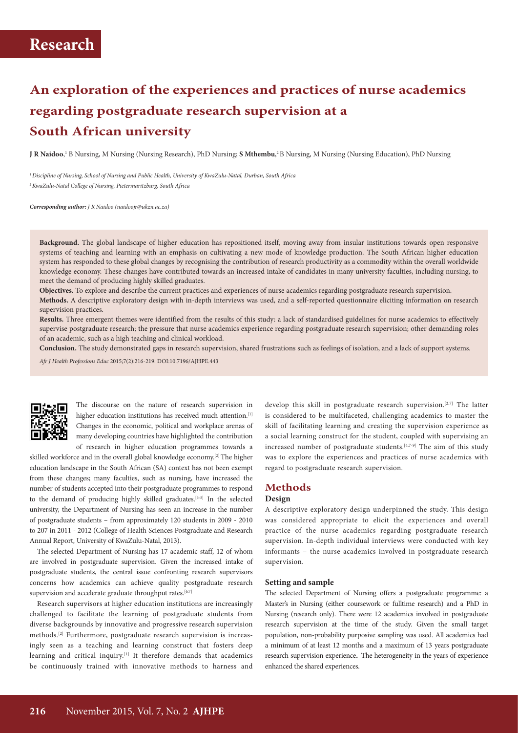# Research

# An exploration of the experiences and practices of nurse academics regarding postgraduate research supervision at a South African university

**J R Naidoo**,[1] B Nursing, M Nursing (Nursing Research), PhD Nursing; **S Mthembu**,[2] B Nursing, M Nursing (Nursing Education), PhD Nursing

[1] *Discipline of Nursing, School of Nursing and Public Health, University of KwaZulu-Natal, Durban, South Africa*
[2] *KwaZulu-Natal College of Nursing, Pietermaritzburg, South Africa*

***Corresponding author:** J R Naidoo (naidoojr@ukzn.ac.za)*

**Background.** The global landscape of higher education has repositioned itself, moving away from insular institutions towards open responsive systems of teaching and learning with an emphasis on cultivating a new mode of knowledge production. The South African higher education system has responded to these global changes by recognising the contribution of research productivity as a commodity within the overall worldwide knowledge economy. These changes have contributed towards an increased intake of candidates in many university faculties, including nursing, to meet the demand of producing highly skilled graduates.

**Objectives.** To explore and describe the current practices and experiences of nurse academics regarding postgraduate research supervision.

**Methods.** A descriptive exploratory design with in-depth interviews was used, and a self-reported questionnaire eliciting information on research supervision practices.

**Results.** Three emergent themes were identified from the results of this study: a lack of standardised guidelines for nurse academics to effectively supervise postgraduate research; the pressure that nurse academics experience regarding postgraduate research supervision; other demanding roles of an academic, such as a high teaching and clinical workload.

**Conclusion.** The study demonstrated gaps in research supervision, shared frustrations such as feelings of isolation, and a lack of support systems.

*Afr J Health Professions Educ* 2015;7(2):216-219. DOI:10.7196/AJHPE.443

The discourse on the nature of research supervision in higher education institutions has received much attention.[1] Changes in the economic, political and workplace arenas of many developing countries have highlighted the contribution of research in higher education programmes towards a skilled workforce and in the overall global knowledge economy.[2] The higher education landscape in the South African (SA) context has not been exempt from these changes; many faculties, such as nursing, have increased the number of students accepted into their postgraduate programmes to respond to the demand of producing highly skilled graduates.[3-5] In the selected university, the Department of Nursing has seen an increase in the number of postgraduate students – from approximately 120 students in 2009 - 2010 to 207 in 2011 - 2012 (College of Health Sciences Postgraduate and Research Annual Report, University of KwaZulu-Natal, 2013).

The selected Department of Nursing has 17 academic staff, 12 of whom are involved in postgraduate supervision. Given the increased intake of postgraduate students, the central issue confronting research supervisors concerns how academics can achieve quality postgraduate research supervision and accelerate graduate throughput rates.[6,7]

Research supervisors at higher education institutions are increasingly challenged to facilitate the learning of postgraduate students from diverse backgrounds by innovative and progressive research supervision methods.[2] Furthermore, postgraduate research supervision is increasingly seen as a teaching and learning construct that fosters deep learning and critical inquiry.[1] It therefore demands that academics be continuously trained with innovative methods to harness and develop this skill in postgraduate research supervision.[2,7] The latter is considered to be multifaceted, challenging academics to master the skill of facilitating learning and creating the supervision experience as a social learning construct for the student, coupled with supervising an increased number of postgraduate students.[4,7-9] The aim of this study was to explore the experiences and practices of nurse academics with regard to postgraduate research supervision.

## Methods

### Design

A descriptive exploratory design underpinned the study. This design was considered appropriate to elicit the experiences and overall practice of the nurse academics regarding postgraduate research supervision. In-depth individual interviews were conducted with key informants – the nurse academics involved in postgraduate research supervision.

### Setting and sample

The selected Department of Nursing offers a postgraduate programme: a Master's in Nursing (either coursework or fulltime research) and a PhD in Nursing (research only). There were 12 academics involved in postgraduate research supervision at the time of the study. Given the small target population, non-probability purposive sampling was used. All academics had a minimum of at least 12 months and a maximum of 13 years postgraduate research supervision experience**.** The heterogeneity in the years of experience enhanced the shared experiences.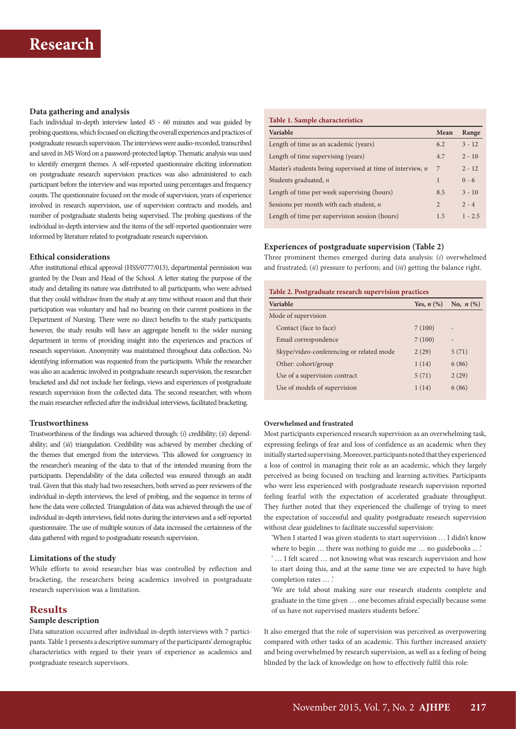### Data gathering and analysis

Each individual in-depth interview lasted 45 - 60 minutes and was guided by probing questions, which focused on eliciting the overall experiences and practices of postgraduate research supervision. The interviews were audio-recorded, transcribed and saved in MS Word on a password-protected laptop. Thematic analysis was used to identify emergent themes. A self-reported questionnaire eliciting information on postgraduate research supervision practices was also administered to each participant before the interview and was reported using percentages and frequency counts. The questionnaire focused on the mode of supervision, years of experience involved in research supervision, use of supervision contracts and models, and number of postgraduate students being supervised. The probing questions of the individual in-depth interview and the items of the self-reported questionnaire were informed by literature related to postgraduate research supervision.

### Ethical considerations

After institutional ethical approval (HSS/0777/013), departmental permission was granted by the Dean and Head of the School. A letter stating the purpose of the study and detailing its nature was distributed to all participants, who were advised that they could withdraw from the study at any time without reason and that their participation was voluntary and had no bearing on their current positions in the Department of Nursing. There were no direct benefits to the study participants; however, the study results will have an aggregate benefit to the wider nursing department in terms of providing insight into the experiences and practices of research supervision. Anonymity was maintained throughout data collection. No identifying information was requested from the participants. While the researcher was also an academic involved in postgraduate research supervision, the researcher bracketed and did not include her feelings, views and experiences of postgraduate research supervision from the collected data. The second researcher, with whom the main researcher reflected after the individual interviews, facilitated bracketing.

### Trustworthiness

Trustworthiness of the findings was achieved through: (*i*) credibility; (*ii*) dependability; and (*iii*) triangulation. Credibility was achieved by member checking of the themes that emerged from the interviews. This allowed for congruency in the researcher's meaning of the data to that of the intended meaning from the participants. Dependability of the data collected was ensured through an audit trail. Given that this study had two researchers, both served as peer reviewers of the individual in-depth interviews, the level of probing, and the sequence in terms of how the data were collected. Triangulation of data was achieved through the use of individual in-depth interviews, field notes during the interviews and a self-reported questionnaire. The use of multiple sources of data increased the certainness of the data gathered with regard to postgraduate research supervision.

### Limitations of the study

While efforts to avoid researcher bias was controlled by reflection and bracketing, the researchers being academics involved in postgraduate research supervision was a limitation.

## Results

### Sample description

Data saturation occurred after individual in-depth interviews with 7 participants. Table 1 presents a descriptive summary of the participants' demographic characteristics with regard to their years of experience as academics and postgraduate research supervisors.

**Table 1. Sample characteristics**

| Variable | Mean | Range |
|---|---|---|
| Length of time as an academic (years) | 6.2 | 3 - 12 |
| Length of time supervising (years) | 4.7 | 2 - 10 |
| Master's students being supervised at time of interview, *n* | 7 | 2 - 12 |
| Students graduated, *n* | 1 | 0 - 6 |
| Length of time per week supervising (hours) | 8.5 | 3 - 10 |
| Sessions per month with each student, *n* | 2 | 2 - 4 |
| Length of time per supervision session (hours) | 1.5 | 1 - 2.5 |

### Experiences of postgraduate supervision (Table 2)

Three prominent themes emerged during data analysis: (*i*) overwhelmed and frustrated; (*ii*) pressure to perform; and (*iii*) getting the balance right.

**Table 2. Postgraduate research supervision practices**

| Variable | Yes, *n* (%) | No, *n* (%) |
|---|---|---|
| Mode of supervision | | |
| Contact (face to face) | 7 (100) | - |
| Email correspondence | 7 (100) | - |
| Skype/video-conferencing or related mode | 2 (29) | 5 (71) |
| Other: cohort/group | 1 (14) | 6 (86) |
| Use of a supervision contract | 5 (71) | 2 (29) |
| Use of models of supervision | 1 (14) | 6 (86) |

#### Overwhelmed and frustrated

Most participants experienced research supervision as an overwhelming task, expressing feelings of fear and loss of confidence as an academic when they initially started supervising. Moreover, participants noted that they experienced a loss of control in managing their role as an academic, which they largely perceived as being focused on teaching and learning activities. Participants who were less experienced with postgraduate research supervision reported feeling fearful with the expectation of accelerated graduate throughput. They further noted that they experienced the challenge of trying to meet the expectation of successful and quality postgraduate research supervision without clear guidelines to facilitate successful supervision:

> 'When I started I was given students to start supervision … I didn't know where to begin … there was nothing to guide me … no guidebooks ... .'
>
> '… I felt scared … not knowing what was research supervision and how to start doing this, and at the same time we are expected to have high completion rates … .'
>
> 'We are told about making sure our research students complete and graduate in the time given … one becomes afraid especially because some of us have not supervised masters students before.'

It also emerged that the role of supervision was perceived as overpowering compared with other tasks of an academic. This further increased anxiety and being overwhelmed by research supervision, as well as a feeling of being blinded by the lack of knowledge on how to effectively fulfil this role: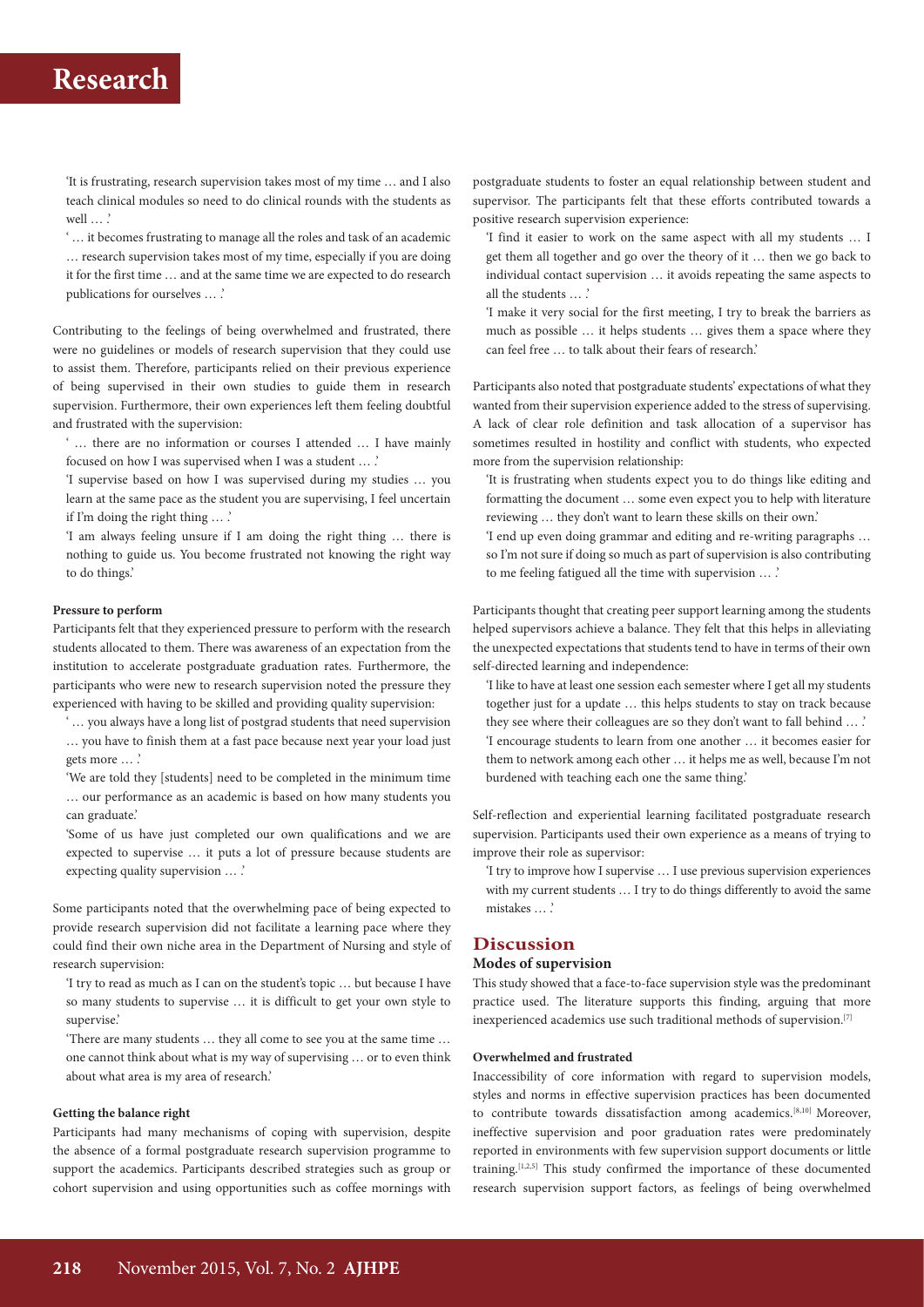'It is frustrating, research supervision takes most of my time … and I also teach clinical modules so need to do clinical rounds with the students as well … .'

' … it becomes frustrating to manage all the roles and task of an academic … research supervision takes most of my time, especially if you are doing it for the first time … and at the same time we are expected to do research publications for ourselves … .'

Contributing to the feelings of being overwhelmed and frustrated, there were no guidelines or models of research supervision that they could use to assist them. Therefore, participants relied on their previous experience of being supervised in their own studies to guide them in research supervision. Furthermore, their own experiences left them feeling doubtful and frustrated with the supervision:

' … there are no information or courses I attended … I have mainly focused on how I was supervised when I was a student … .'

'I supervise based on how I was supervised during my studies … you learn at the same pace as the student you are supervising, I feel uncertain if I'm doing the right thing … .'

'I am always feeling unsure if I am doing the right thing … there is nothing to guide us. You become frustrated not knowing the right way to do things.'

#### Pressure to perform

Participants felt that they experienced pressure to perform with the research students allocated to them. There was awareness of an expectation from the institution to accelerate postgraduate graduation rates. Furthermore, the participants who were new to research supervision noted the pressure they experienced with having to be skilled and providing quality supervision:

' … you always have a long list of postgrad students that need supervision … you have to finish them at a fast pace because next year your load just gets more … .'

'We are told they [students] need to be completed in the minimum time … our performance as an academic is based on how many students you can graduate.'

'Some of us have just completed our own qualifications and we are expected to supervise … it puts a lot of pressure because students are expecting quality supervision … .'

Some participants noted that the overwhelming pace of being expected to provide research supervision did not facilitate a learning pace where they could find their own niche area in the Department of Nursing and style of research supervision:

'I try to read as much as I can on the student's topic … but because I have so many students to supervise … it is difficult to get your own style to supervise.'

'There are many students … they all come to see you at the same time … one cannot think about what is my way of supervising … or to even think about what area is my area of research.'

#### Getting the balance right

Participants had many mechanisms of coping with supervision, despite the absence of a formal postgraduate research supervision programme to support the academics. Participants described strategies such as group or cohort supervision and using opportunities such as coffee mornings with postgraduate students to foster an equal relationship between student and supervisor. The participants felt that these efforts contributed towards a positive research supervision experience:

'I find it easier to work on the same aspect with all my students … I get them all together and go over the theory of it … then we go back to individual contact supervision … it avoids repeating the same aspects to all the students … .'

'I make it very social for the first meeting, I try to break the barriers as much as possible … it helps students … gives them a space where they can feel free … to talk about their fears of research.'

Participants also noted that postgraduate students' expectations of what they wanted from their supervision experience added to the stress of supervising. A lack of clear role definition and task allocation of a supervisor has sometimes resulted in hostility and conflict with students, who expected more from the supervision relationship:

'It is frustrating when students expect you to do things like editing and formatting the document … some even expect you to help with literature reviewing … they don't want to learn these skills on their own.'

'I end up even doing grammar and editing and re-writing paragraphs … so I'm not sure if doing so much as part of supervision is also contributing to me feeling fatigued all the time with supervision … .'

Participants thought that creating peer support learning among the students helped supervisors achieve a balance. They felt that this helps in alleviating the unexpected expectations that students tend to have in terms of their own self-directed learning and independence:

'I like to have at least one session each semester where I get all my students together just for a update … this helps students to stay on track because they see where their colleagues are so they don't want to fall behind … .'

'I encourage students to learn from one another … it becomes easier for them to network among each other … it helps me as well, because I'm not burdened with teaching each one the same thing.'

Self-reflection and experiential learning facilitated postgraduate research supervision. Participants used their own experience as a means of trying to improve their role as supervisor:

'I try to improve how I supervise … I use previous supervision experiences with my current students … I try to do things differently to avoid the same mistakes … .'

## Discussion

#### Modes of supervision

This study showed that a face-to-face supervision style was the predominant practice used. The literature supports this finding, arguing that more inexperienced academics use such traditional methods of supervision.[7]

#### Overwhelmed and frustrated

Inaccessibility of core information with regard to supervision models, styles and norms in effective supervision practices has been documented to contribute towards dissatisfaction among academics.[8,10] Moreover, ineffective supervision and poor graduation rates were predominately reported in environments with few supervision support documents or little training.[1,2,5] This study confirmed the importance of these documented research supervision support factors, as feelings of being overwhelmed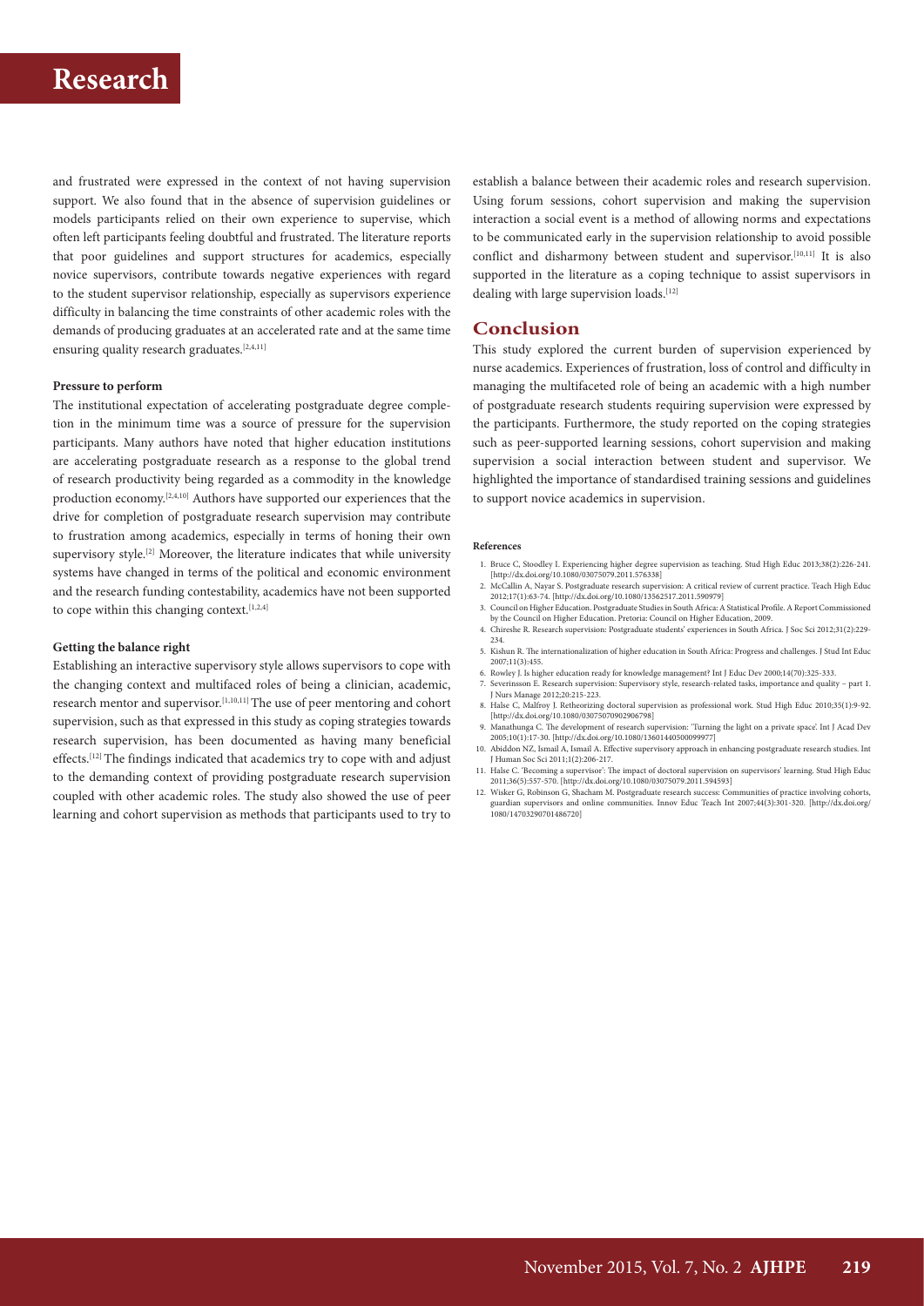and frustrated were expressed in the context of not having supervision support. We also found that in the absence of supervision guidelines or models participants relied on their own experience to supervise, which often left participants feeling doubtful and frustrated. The literature reports that poor guidelines and support structures for academics, especially novice supervisors, contribute towards negative experiences with regard to the student supervisor relationship, especially as supervisors experience difficulty in balancing the time constraints of other academic roles with the demands of producing graduates at an accelerated rate and at the same time ensuring quality research graduates.[2,4,11]

#### Pressure to perform

The institutional expectation of accelerating postgraduate degree completion in the minimum time was a source of pressure for the supervision participants. Many authors have noted that higher education institutions are accelerating postgraduate research as a response to the global trend of research productivity being regarded as a commodity in the knowledge production economy.[2,4,10] Authors have supported our experiences that the drive for completion of postgraduate research supervision may contribute to frustration among academics, especially in terms of honing their own supervisory style.[2] Moreover, the literature indicates that while university systems have changed in terms of the political and economic environment and the research funding contestability, academics have not been supported to cope within this changing context.[1,2,4]

#### Getting the balance right

Establishing an interactive supervisory style allows supervisors to cope with the changing context and multifaced roles of being a clinician, academic, research mentor and supervisor.[1,10,11] The use of peer mentoring and cohort supervision, such as that expressed in this study as coping strategies towards research supervision, has been documented as having many beneficial effects.[12] The findings indicated that academics try to cope with and adjust to the demanding context of providing postgraduate research supervision coupled with other academic roles. The study also showed the use of peer learning and cohort supervision as methods that participants used to try to establish a balance between their academic roles and research supervision. Using forum sessions, cohort supervision and making the supervision interaction a social event is a method of allowing norms and expectations to be communicated early in the supervision relationship to avoid possible conflict and disharmony between student and supervisor.[10,11] It is also supported in the literature as a coping technique to assist supervisors in dealing with large supervision loads.[12]

## Conclusion

This study explored the current burden of supervision experienced by nurse academics. Experiences of frustration, loss of control and difficulty in managing the multifaceted role of being an academic with a high number of postgraduate research students requiring supervision were expressed by the participants. Furthermore, the study reported on the coping strategies such as peer-supported learning sessions, cohort supervision and making supervision a social interaction between student and supervisor. We highlighted the importance of standardised training sessions and guidelines to support novice academics in supervision.

#### References

1. Bruce C, Stoodley I. Experiencing higher degree supervision as teaching. Stud High Educ 2013;38(2):226-241. [http://dx.doi.org/10.1080/03075079.2011.576338]
2. McCallin A, Nayar S. Postgraduate research supervision: A critical review of current practice. Teach High Educ 2012;17(1):63-74. [http://dx.doi.org/10.1080/13562517.2011.590979]
3. Council on Higher Education. Postgraduate Studies in South Africa: A Statistical Profile. A Report Commissioned by the Council on Higher Education. Pretoria: Council on Higher Education, 2009.
4. Chireshe R. Research supervision: Postgraduate students' experiences in South Africa. J Soc Sci 2012;31(2):229-234.
5. Kishun R. The internationalization of higher education in South Africa: Progress and challenges. J Stud Int Educ 2007;11(3):455.
6. Rowley J. Is higher education ready for knowledge management? Int J Educ Dev 2000;14(70):325-333.
7. Severinsson E. Research supervision: Supervisory style, research-related tasks, importance and quality – part 1. J Nurs Manage 2012;20:215-223.
8. Halse C, Malfroy J. Retheorizing doctoral supervision as professional work. Stud High Educ 2010;35(1):9-92. [http://dx.doi.org/10.1080/03075070902906798]
9. Manathunga C. The development of research supervision: 'Turning the light on a private space'. Int J Acad Dev 2005;10(1):17-30. [http://dx.doi.org/10.1080/13601440500099977]
10. Abiddon NZ, Ismail A, Ismail A. Effective supervisory approach in enhancing postgraduate research studies. Int J Human Soc Sci 2011;1(2):206-217.
11. Halse C. 'Becoming a supervisor': The impact of doctoral supervision on supervisors' learning. Stud High Educ 2011;36(5):557-570. [http://dx.doi.org/10.1080/03075079.2011.594593]
12. Wisker G, Robinson G, Shacham M. Postgraduate research success: Communities of practice involving cohorts, guardian supervisors and online communities. Innov Educ Teach Int 2007;44(3):301-320. [http://dx.doi.org/10.1080/14703290701486720]